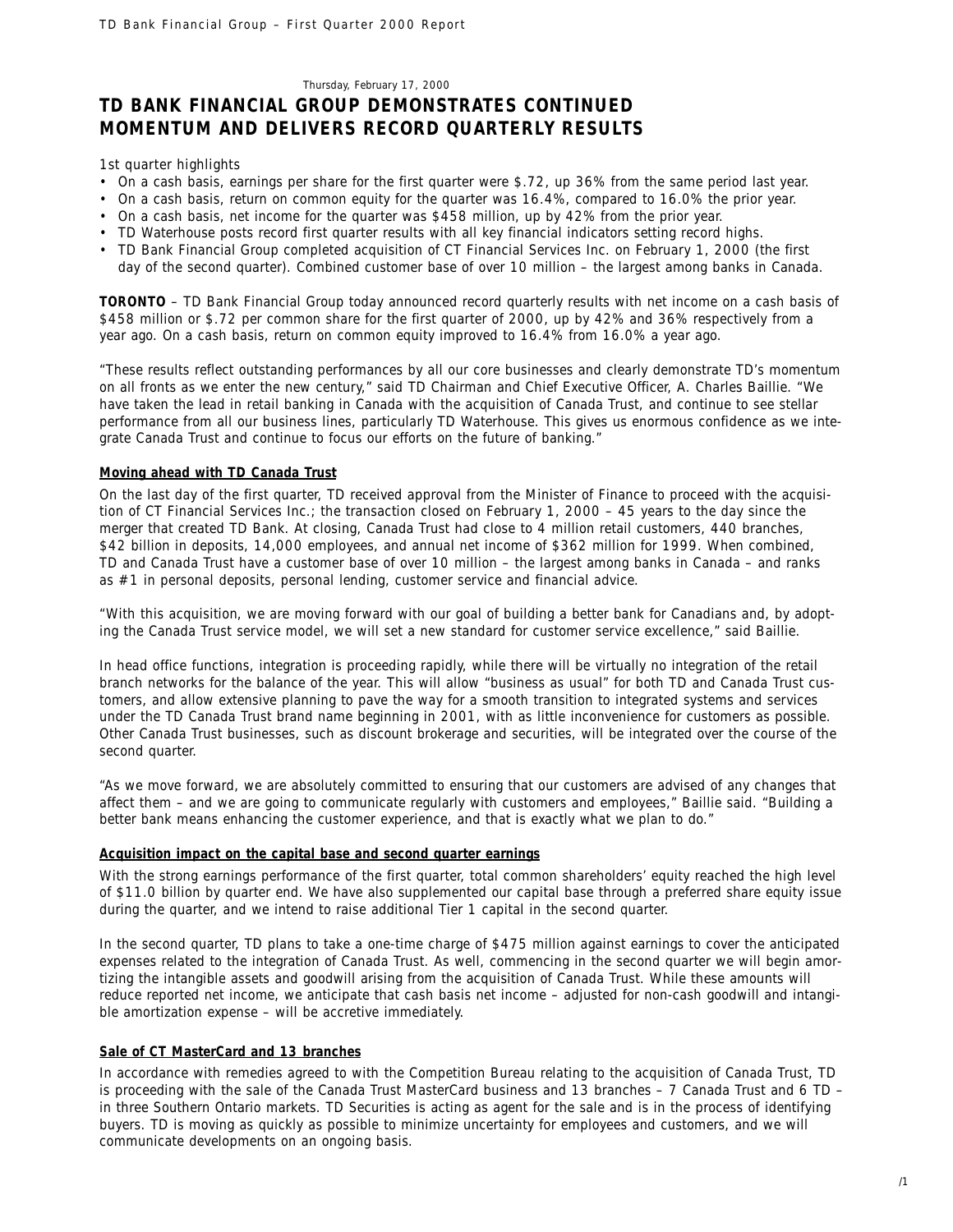Thursday, February 17, 2000

# TD BANK FINANCIAL GROUP DEMONSTRATES CONTINUED MOMENTUM AND DELIVERS RECORD QUARTERLY RESULTS

1st quarter highlights

- On a cash basis, earnings per share for the first quarter were $.72, up 36% from the same period last year.
- On a cash basis, return on common equity for the quarter was 16.4%, compared to 16.0% the prior year.
- On a cash basis, net income for the quarter was $458 million, up by 42% from the prior year.
- TD Waterhouse posts record first quarter results with all key financial indicators setting record highs.
- TD Bank Financial Group completed acquisition of CT Financial Services Inc. on February 1, 2000 (the first day of the second quarter). Combined customer base of over 10 million – the largest among banks in Canada.

**TORONTO** – TD Bank Financial Group today announced record quarterly results with net income on a cash basis of $458 million or $.72 per common share for the first quarter of 2000, up by 42% and 36% respectively from a year ago. On a cash basis, return on common equity improved to 16.4% from 16.0% a year ago.

"These results reflect outstanding performances by all our core businesses and clearly demonstrate TD's momentum on all fronts as we enter the new century," said TD Chairman and Chief Executive Officer, A. Charles Baillie. "We have taken the lead in retail banking in Canada with the acquisition of Canada Trust, and continue to see stellar performance from all our business lines, particularly TD Waterhouse. This gives us enormous confidence as we integrate Canada Trust and continue to focus our efforts on the future of banking."

## Moving ahead with TD Canada Trust

On the last day of the first quarter, TD received approval from the Minister of Finance to proceed with the acquisition of CT Financial Services Inc.; the transaction closed on February 1, 2000 – 45 years to the day since the merger that created TD Bank. At closing, Canada Trust had close to 4 million retail customers, 440 branches, $42 billion in deposits, 14,000 employees, and annual net income of $362 million for 1999. When combined, TD and Canada Trust have a customer base of over 10 million – the largest among banks in Canada – and ranks as #1 in personal deposits, personal lending, customer service and financial advice.

"With this acquisition, we are moving forward with our goal of building a better bank for Canadians and, by adopting the Canada Trust service model, we will set a new standard for customer service excellence," said Baillie.

In head office functions, integration is proceeding rapidly, while there will be virtually no integration of the retail branch networks for the balance of the year. This will allow "business as usual" for both TD and Canada Trust customers, and allow extensive planning to pave the way for a smooth transition to integrated systems and services under the TD Canada Trust brand name beginning in 2001, with as little inconvenience for customers as possible. Other Canada Trust businesses, such as discount brokerage and securities, will be integrated over the course of the second quarter.

"As we move forward, we are absolutely committed to ensuring that our customers are advised of any changes that affect them – and we are going to communicate regularly with customers and employees," Baillie said. "Building a better bank means enhancing the customer experience, and that is exactly what we plan to do."

## Acquisition impact on the capital base and second quarter earnings

With the strong earnings performance of the first quarter, total common shareholders' equity reached the high level of $11.0 billion by quarter end. We have also supplemented our capital base through a preferred share equity issue during the quarter, and we intend to raise additional Tier 1 capital in the second quarter.

In the second quarter, TD plans to take a one-time charge of $475 million against earnings to cover the anticipated expenses related to the integration of Canada Trust. As well, commencing in the second quarter we will begin amortizing the intangible assets and goodwill arising from the acquisition of Canada Trust. While these amounts will reduce reported net income, we anticipate that cash basis net income – adjusted for non-cash goodwill and intangible amortization expense – will be accretive immediately.

## Sale of CT MasterCard and 13 branches

In accordance with remedies agreed to with the Competition Bureau relating to the acquisition of Canada Trust, TD is proceeding with the sale of the Canada Trust MasterCard business and 13 branches – 7 Canada Trust and 6 TD – in three Southern Ontario markets. TD Securities is acting as agent for the sale and is in the process of identifying buyers. TD is moving as quickly as possible to minimize uncertainty for employees and customers, and we will communicate developments on an ongoing basis.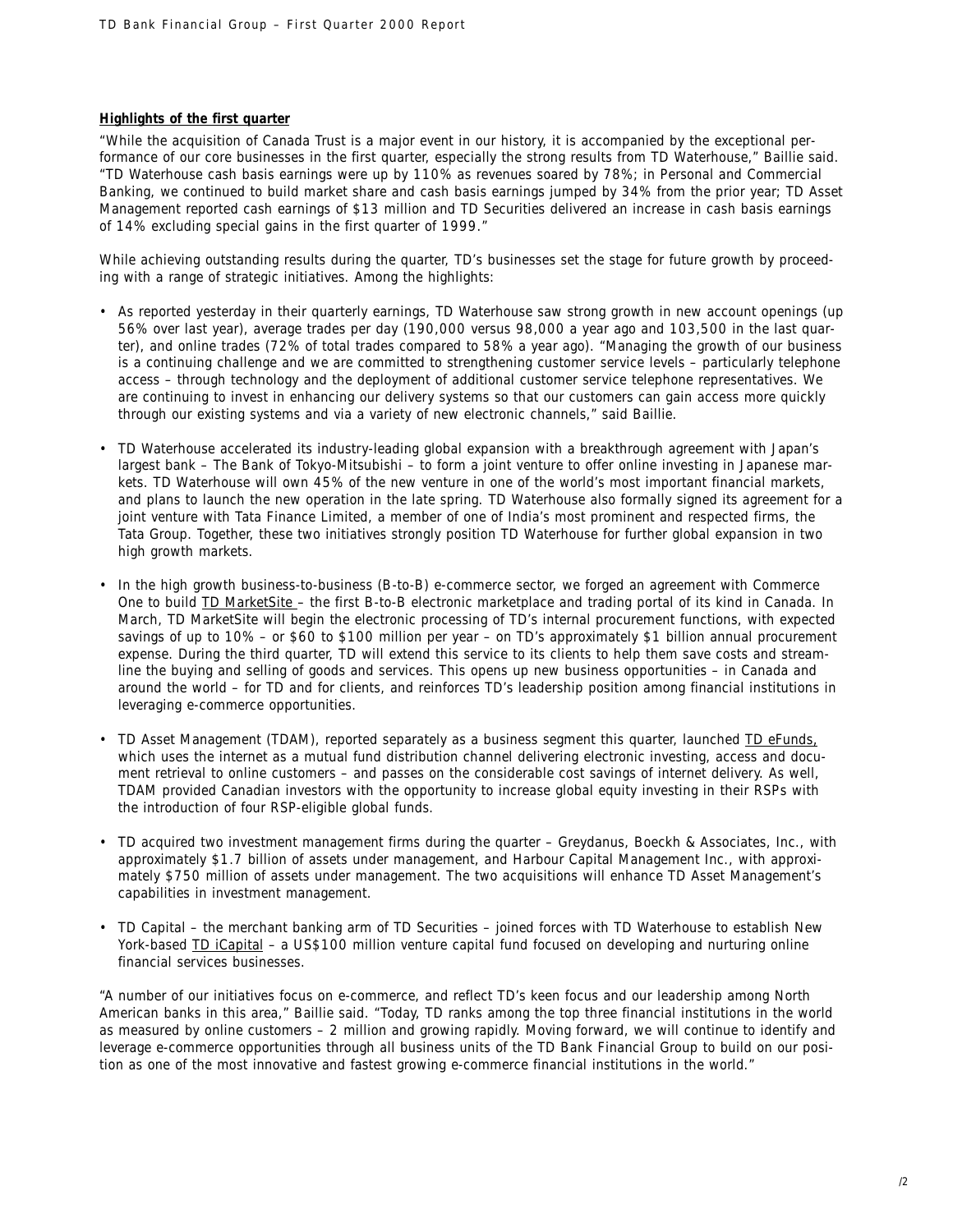**Highlights of the first quarter**

"While the acquisition of Canada Trust is a major event in our history, it is accompanied by the exceptional performance of our core businesses in the first quarter, especially the strong results from TD Waterhouse," Baillie said. "TD Waterhouse cash basis earnings were up by 110% as revenues soared by 78%; in Personal and Commercial Banking, we continued to build market share and cash basis earnings jumped by 34% from the prior year; TD Asset Management reported cash earnings of $13 million and TD Securities delivered an increase in cash basis earnings of 14% excluding special gains in the first quarter of 1999."

While achieving outstanding results during the quarter, TD's businesses set the stage for future growth by proceeding with a range of strategic initiatives. Among the highlights:

- As reported yesterday in their quarterly earnings, TD Waterhouse saw strong growth in new account openings (up 56% over last year), average trades per day (190,000 versus 98,000 a year ago and 103,500 in the last quarter), and online trades (72% of total trades compared to 58% a year ago). "Managing the growth of our business is a continuing challenge and we are committed to strengthening customer service levels – particularly telephone access – through technology and the deployment of additional customer service telephone representatives. We are continuing to invest in enhancing our delivery systems so that our customers can gain access more quickly through our existing systems and via a variety of new electronic channels," said Baillie.
- TD Waterhouse accelerated its industry-leading global expansion with a breakthrough agreement with Japan's largest bank – The Bank of Tokyo-Mitsubishi – to form a joint venture to offer online investing in Japanese markets. TD Waterhouse will own 45% of the new venture in one of the world's most important financial markets, and plans to launch the new operation in the late spring. TD Waterhouse also formally signed its agreement for a joint venture with Tata Finance Limited, a member of one of India's most prominent and respected firms, the Tata Group. Together, these two initiatives strongly position TD Waterhouse for further global expansion in two high growth markets.
- In the high growth business-to-business (B-to-B) e-commerce sector, we forged an agreement with Commerce One to build TD MarketSite – the first B-to-B electronic marketplace and trading portal of its kind in Canada. In March, TD MarketSite will begin the electronic processing of TD's internal procurement functions, with expected savings of up to 10% – or $60 to $100 million per year – on TD's approximately $1 billion annual procurement expense. During the third quarter, TD will extend this service to its clients to help them save costs and streamline the buying and selling of goods and services. This opens up new business opportunities – in Canada and around the world – for TD and for clients, and reinforces TD's leadership position among financial institutions in leveraging e-commerce opportunities.
- TD Asset Management (TDAM), reported separately as a business segment this quarter, launched TD eFunds, which uses the internet as a mutual fund distribution channel delivering electronic investing, access and document retrieval to online customers – and passes on the considerable cost savings of internet delivery. As well, TDAM provided Canadian investors with the opportunity to increase global equity investing in their RSPs with the introduction of four RSP-eligible global funds.
- TD acquired two investment management firms during the quarter – Greydanus, Boeckh & Associates, Inc., with approximately $1.7 billion of assets under management, and Harbour Capital Management Inc., with approximately $750 million of assets under management. The two acquisitions will enhance TD Asset Management's capabilities in investment management.
- TD Capital – the merchant banking arm of TD Securities – joined forces with TD Waterhouse to establish New York-based TD iCapital – a US$100 million venture capital fund focused on developing and nurturing online financial services businesses.

"A number of our initiatives focus on e-commerce, and reflect TD's keen focus and our leadership among North American banks in this area," Baillie said. "Today, TD ranks among the top three financial institutions in the world as measured by online customers – 2 million and growing rapidly. Moving forward, we will continue to identify and leverage e-commerce opportunities through all business units of the TD Bank Financial Group to build on our position as one of the most innovative and fastest growing e-commerce financial institutions in the world."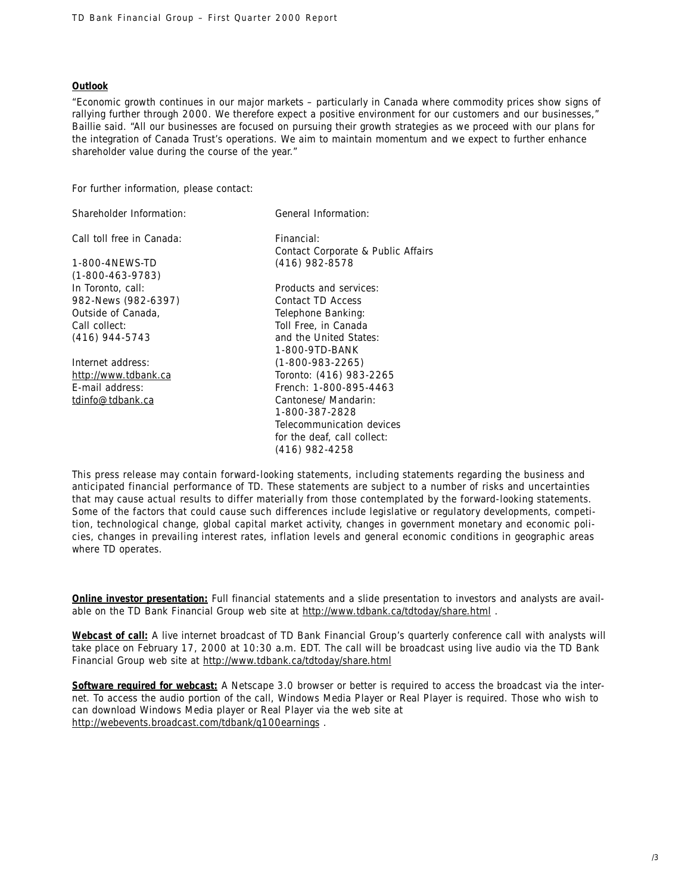**Outlook**

"Economic growth continues in our major markets – particularly in Canada where commodity prices show signs of rallying further through 2000. We therefore expect a positive environment for our customers and our businesses," Baillie said. "All our businesses are focused on pursuing their growth strategies as we proceed with our plans for the integration of Canada Trust's operations. We aim to maintain momentum and we expect to further enhance shareholder value during the course of the year."

For further information, please contact:

Shareholder Information:

Call toll free in Canada:

1-800-4NEWS-TD
(1-800-463-9783)
In Toronto, call:
982-News (982-6397)
Outside of Canada,
Call collect:
(416) 944-5743

Internet address:
http://www.tdbank.ca
E-mail address:
tdinfo@tdbank.ca

General Information:

Financial:
Contact Corporate & Public Affairs
(416) 982-8578

Products and services:
Contact TD Access
Telephone Banking:
Toll Free, in Canada
and the United States:
1-800-9TD-BANK
(1-800-983-2265)
Toronto: (416) 983-2265
French: 1-800-895-4463
Cantonese/ Mandarin:
1-800-387-2828
Telecommunication devices
for the deaf, call collect:
(416) 982-4258

This press release may contain forward-looking statements, including statements regarding the business and anticipated financial performance of TD. These statements are subject to a number of risks and uncertainties that may cause actual results to differ materially from those contemplated by the forward-looking statements. Some of the factors that could cause such differences include legislative or regulatory developments, competition, technological change, global capital market activity, changes in government monetary and economic policies, changes in prevailing interest rates, inflation levels and general economic conditions in geographic areas where TD operates.

**Online investor presentation:** Full financial statements and a slide presentation to investors and analysts are available on the TD Bank Financial Group web site at http://www.tdbank.ca/tdtoday/share.html .

**Webcast of call:** A live internet broadcast of TD Bank Financial Group's quarterly conference call with analysts will take place on February 17, 2000 at 10:30 a.m. EDT. The call will be broadcast using live audio via the TD Bank Financial Group web site at http://www.tdbank.ca/tdtoday/share.html

**Software required for webcast:** A Netscape 3.0 browser or better is required to access the broadcast via the internet. To access the audio portion of the call, Windows Media Player or Real Player is required. Those who wish to can download Windows Media player or Real Player via the web site at http://webevents.broadcast.com/tdbank/q100earnings .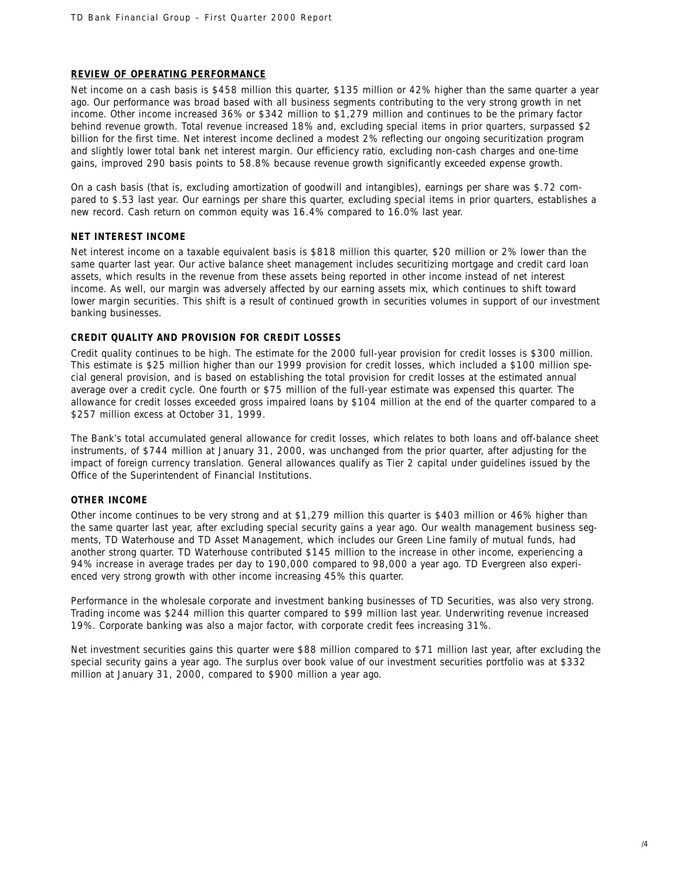## REVIEW OF OPERATING PERFORMANCE

Net income on a cash basis is $458 million this quarter, $135 million or 42% higher than the same quarter a year ago. Our performance was broad based with all business segments contributing to the very strong growth in net income. Other income increased 36% or $342 million to $1,279 million and continues to be the primary factor behind revenue growth. Total revenue increased 18% and, excluding special items in prior quarters, surpassed $2 billion for the first time. Net interest income declined a modest 2% reflecting our ongoing securitization program and slightly lower total bank net interest margin. Our efficiency ratio, excluding non-cash charges and one-time gains, improved 290 basis points to 58.8% because revenue growth significantly exceeded expense growth.

On a cash basis (that is, excluding amortization of goodwill and intangibles), earnings per share was $.72 compared to $.53 last year. Our earnings per share this quarter, excluding special items in prior quarters, establishes a new record. Cash return on common equity was 16.4% compared to 16.0% last year.

### NET INTEREST INCOME

Net interest income on a taxable equivalent basis is $818 million this quarter, $20 million or 2% lower than the same quarter last year. Our active balance sheet management includes securitizing mortgage and credit card loan assets, which results in the revenue from these assets being reported in other income instead of net interest income. As well, our margin was adversely affected by our earning assets mix, which continues to shift toward lower margin securities. This shift is a result of continued growth in securities volumes in support of our investment banking businesses.

### CREDIT QUALITY AND PROVISION FOR CREDIT LOSSES

Credit quality continues to be high. The estimate for the 2000 full-year provision for credit losses is $300 million. This estimate is $25 million higher than our 1999 provision for credit losses, which included a $100 million special general provision, and is based on establishing the total provision for credit losses at the estimated annual average over a credit cycle. One fourth or $75 million of the full-year estimate was expensed this quarter. The allowance for credit losses exceeded gross impaired loans by $104 million at the end of the quarter compared to a $257 million excess at October 31, 1999.

The Bank's total accumulated general allowance for credit losses, which relates to both loans and off-balance sheet instruments, of $744 million at January 31, 2000, was unchanged from the prior quarter, after adjusting for the impact of foreign currency translation. General allowances qualify as Tier 2 capital under guidelines issued by the Office of the Superintendent of Financial Institutions.

### OTHER INCOME

Other income continues to be very strong and at $1,279 million this quarter is $403 million or 46% higher than the same quarter last year, after excluding special security gains a year ago. Our wealth management business segments, TD Waterhouse and TD Asset Management, which includes our Green Line family of mutual funds, had another strong quarter. TD Waterhouse contributed $145 million to the increase in other income, experiencing a 94% increase in average trades per day to 190,000 compared to 98,000 a year ago. TD Evergreen also experienced very strong growth with other income increasing 45% this quarter.

Performance in the wholesale corporate and investment banking businesses of TD Securities, was also very strong. Trading income was $244 million this quarter compared to $99 million last year. Underwriting revenue increased 19%. Corporate banking was also a major factor, with corporate credit fees increasing 31%.

Net investment securities gains this quarter were $88 million compared to $71 million last year, after excluding the special security gains a year ago. The surplus over book value of our investment securities portfolio was at $332 million at January 31, 2000, compared to $900 million a year ago.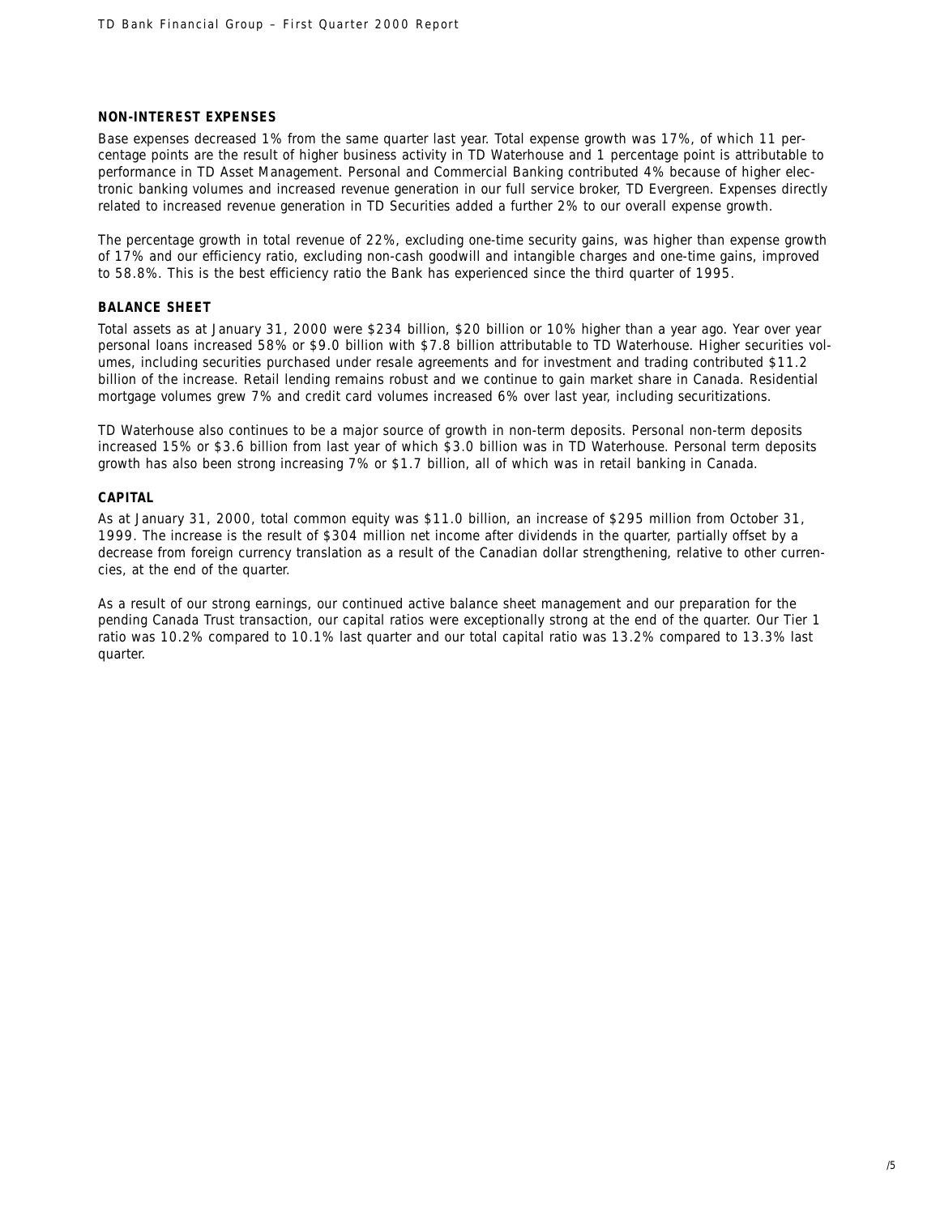## NON-INTEREST EXPENSES

Base expenses decreased 1% from the same quarter last year. Total expense growth was 17%, of which 11 percentage points are the result of higher business activity in TD Waterhouse and 1 percentage point is attributable to performance in TD Asset Management. Personal and Commercial Banking contributed 4% because of higher electronic banking volumes and increased revenue generation in our full service broker, TD Evergreen. Expenses directly related to increased revenue generation in TD Securities added a further 2% to our overall expense growth.

The percentage growth in total revenue of 22%, excluding one-time security gains, was higher than expense growth of 17% and our efficiency ratio, excluding non-cash goodwill and intangible charges and one-time gains, improved to 58.8%. This is the best efficiency ratio the Bank has experienced since the third quarter of 1995.

## BALANCE SHEET

Total assets as at January 31, 2000 were $234 billion, $20 billion or 10% higher than a year ago. Year over year personal loans increased 58% or $9.0 billion with $7.8 billion attributable to TD Waterhouse. Higher securities volumes, including securities purchased under resale agreements and for investment and trading contributed $11.2 billion of the increase. Retail lending remains robust and we continue to gain market share in Canada. Residential mortgage volumes grew 7% and credit card volumes increased 6% over last year, including securitizations.

TD Waterhouse also continues to be a major source of growth in non-term deposits. Personal non-term deposits increased 15% or $3.6 billion from last year of which $3.0 billion was in TD Waterhouse. Personal term deposits growth has also been strong increasing 7% or $1.7 billion, all of which was in retail banking in Canada.

## CAPITAL

As at January 31, 2000, total common equity was $11.0 billion, an increase of $295 million from October 31, 1999. The increase is the result of $304 million net income after dividends in the quarter, partially offset by a decrease from foreign currency translation as a result of the Canadian dollar strengthening, relative to other currencies, at the end of the quarter.

As a result of our strong earnings, our continued active balance sheet management and our preparation for the pending Canada Trust transaction, our capital ratios were exceptionally strong at the end of the quarter. Our Tier 1 ratio was 10.2% compared to 10.1% last quarter and our total capital ratio was 13.2% compared to 13.3% last quarter.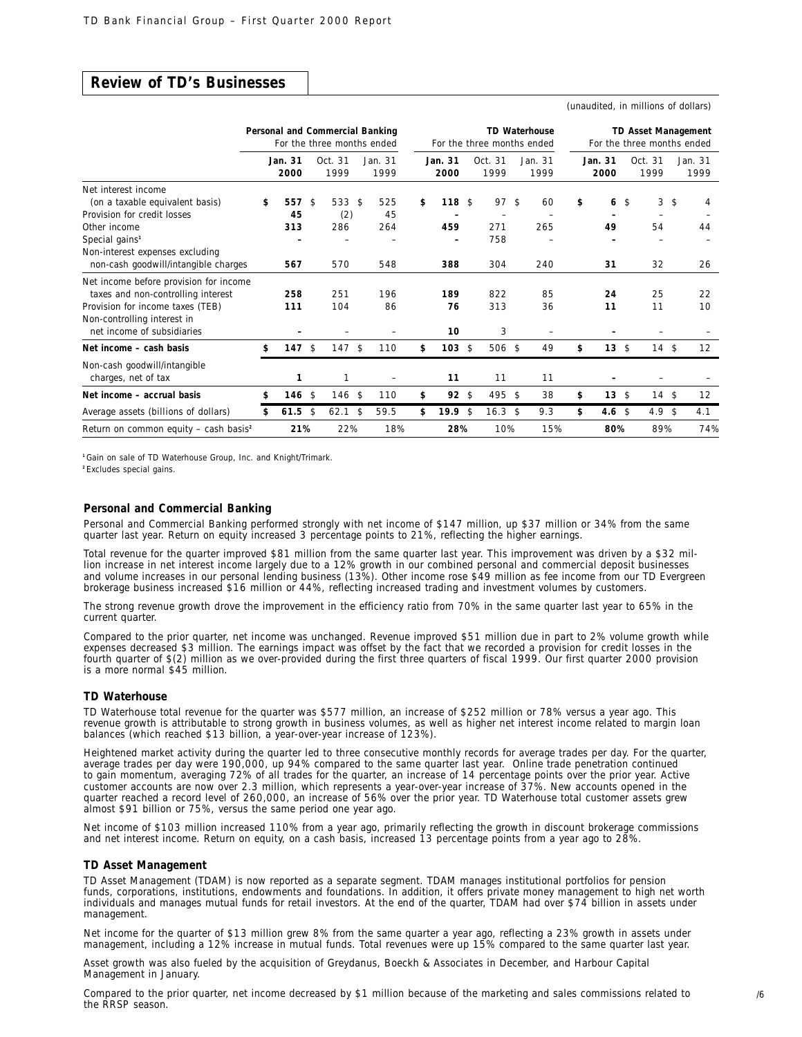## Review of TD's Businesses

(unaudited, in millions of dollars)

| | Personal and Commercial Banking For the three months ended | | | TD Waterhouse For the three months ended | | | TD Asset Management For the three months ended | | |
|---|---|---|---|---|---|---|---|---|---|
| | **Jan. 31 2000** | Oct. 31 1999 | Jan. 31 1999 | **Jan. 31 2000** | Oct. 31 1999 | Jan. 31 1999 | **Jan. 31 2000** | Oct. 31 1999 | Jan. 31 1999 |
| Net interest income (on a taxable equivalent basis) | **$ 557** | $ 533 | $ 525 | **$ 118** | $ 97 | $ 60 | **$ 6** | $ 3 | $ 4 |
| Provision for credit losses | **45** | (2) | 45 | **–** | – | – | **–** | – | – |
| Other income | **313** | 286 | 264 | **459** | 271 | 265 | **49** | 54 | 44 |
| Special gains[1] | **–** | – | – | **–** | 758 | – | **–** | – | – |
| Non-interest expenses excluding non-cash goodwill/intangible charges | **567** | 570 | 548 | **388** | 304 | 240 | **31** | 32 | 26 |
| Net income before provision for income taxes and non-controlling interest | **258** | 251 | 196 | **189** | 822 | 85 | **24** | 25 | 22 |
| Provision for income taxes (TEB) | **111** | 104 | 86 | **76** | 313 | 36 | **11** | 11 | 10 |
| Non-controlling interest in net income of subsidiaries | **–** | – | – | **10** | 3 | – | **–** | – | – |
| **Net income – cash basis** | **$ 147** | $ 147 | $ 110 | **$ 103** | $ 506 | $ 49 | **$ 13** | $ 14 | $ 12 |
| Non-cash goodwill/intangible charges, net of tax | **1** | 1 | – | **11** | 11 | 11 | **–** | – | – |
| **Net income – accrual basis** | **$ 146** | $ 146 | $ 110 | **$ 92** | $ 495 | $ 38 | **$ 13** | $ 14 | $ 12 |
| Average assets (billions of dollars) | **$ 61.5** | $ 62.1 | $ 59.5 | **$ 19.9** | $ 16.3 | $ 9.3 | **$ 4.6** | $ 4.9 | $ 4.1 |
| Return on common equity – cash basis[2] | **21%** | 22% | 18% | **28%** | 10% | 15% | **80%** | 89% | 74% |

[1] Gain on sale of TD Waterhouse Group, Inc. and Knight/Trimark.
[2] Excludes special gains.

### Personal and Commercial Banking

Personal and Commercial Banking performed strongly with net income of $147 million, up $37 million or 34% from the same quarter last year. Return on equity increased 3 percentage points to 21%, reflecting the higher earnings.

Total revenue for the quarter improved $81 million from the same quarter last year. This improvement was driven by a $32 million increase in net interest income largely due to a 12% growth in our combined personal and commercial deposit businesses and volume increases in our personal lending business (13%). Other income rose $49 million as fee income from our TD Evergreen brokerage business increased $16 million or 44%, reflecting increased trading and investment volumes by customers.

The strong revenue growth drove the improvement in the efficiency ratio from 70% in the same quarter last year to 65% in the current quarter.

Compared to the prior quarter, net income was unchanged. Revenue improved $51 million due in part to 2% volume growth while expenses decreased $3 million. The earnings impact was offset by the fact that we recorded a provision for credit losses in the fourth quarter of $(2) million as we over-provided during the first three quarters of fiscal 1999. Our first quarter 2000 provision is a more normal $45 million.

### TD Waterhouse

TD Waterhouse total revenue for the quarter was $577 million, an increase of $252 million or 78% versus a year ago. This revenue growth is attributable to strong growth in business volumes, as well as higher net interest income related to margin loan balances (which reached $13 billion, a year-over-year increase of 123%).

Heightened market activity during the quarter led to three consecutive monthly records for average trades per day. For the quarter, average trades per day were 190,000, up 94% compared to the same quarter last year. Online trade penetration continued to gain momentum, averaging 72% of all trades for the quarter, an increase of 14 percentage points over the prior year. Active customer accounts are now over 2.3 million, which represents a year-over-year increase of 37%. New accounts opened in the quarter reached a record level of 260,000, an increase of 56% over the prior year. TD Waterhouse total customer assets grew almost $91 billion or 75%, versus the same period one year ago.

Net income of $103 million increased 110% from a year ago, primarily reflecting the growth in discount brokerage commissions and net interest income. Return on equity, on a cash basis, increased 13 percentage points from a year ago to 28%.

### TD Asset Management

TD Asset Management (TDAM) is now reported as a separate segment. TDAM manages institutional portfolios for pension funds, corporations, institutions, endowments and foundations. In addition, it offers private money management to high net worth individuals and manages mutual funds for retail investors. At the end of the quarter, TDAM had over $74 billion in assets under management.

Net income for the quarter of $13 million grew 8% from the same quarter a year ago, reflecting a 23% growth in assets under management, including a 12% increase in mutual funds. Total revenues were up 15% compared to the same quarter last year.

Asset growth was also fueled by the acquisition of Greydanus, Boeckh & Associates in December, and Harbour Capital Management in January.

Compared to the prior quarter, net income decreased by $1 million because of the marketing and sales commissions related to the RRSP season.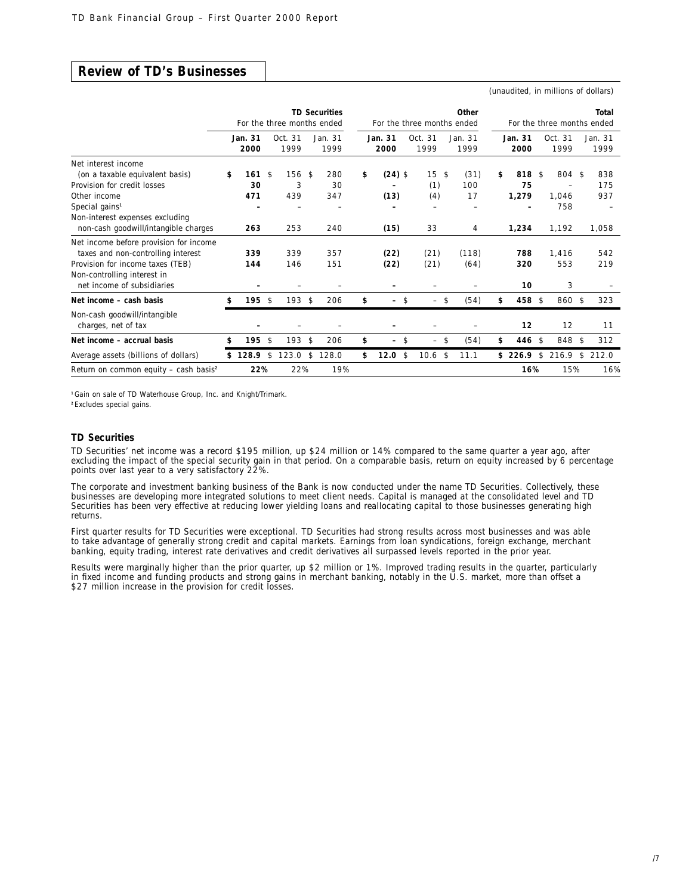## Review of TD's Businesses

(unaudited, in millions of dollars)

| | TD Securities For the three months ended | | | Other For the three months ended | | | Total For the three months ended | | |
|---|---|---|---|---|---|---|---|---|---|
| | **Jan. 31 2000** | Oct. 31 1999 | Jan. 31 1999 | **Jan. 31 2000** | Oct. 31 1999 | Jan. 31 1999 | **Jan. 31 2000** | Oct. 31 1999 | Jan. 31 1999 |
| Net interest income (on a taxable equivalent basis) | **$ 161** | $ 156 | $ 280 | **$ (24)** | $ 15 | $ (31) | **$ 818** | $ 804 | $ 838 |
| Provision for credit losses | **30** | 3 | 30 | **–** | (1) | 100 | **75** | – | 175 |
| Other income | **471** | 439 | 347 | **(13)** | (4) | 17 | **1,279** | 1,046 | 937 |
| Special gains[1] | **–** | – | – | **–** | – | – | **–** | 758 | – |
| Non-interest expenses excluding non-cash goodwill/intangible charges | **263** | 253 | 240 | **(15)** | 33 | 4 | **1,234** | 1,192 | 1,058 |
| Net income before provision for income taxes and non-controlling interest | **339** | 339 | 357 | **(22)** | (21) | (118) | **788** | 1,416 | 542 |
| Provision for income taxes (TEB) | **144** | 146 | 151 | **(22)** | (21) | (64) | **320** | 553 | 219 |
| Non-controlling interest in net income of subsidiaries | **–** | – | – | **–** | – | – | **10** | 3 | – |
| **Net income – cash basis** | **$ 195** | $ 193 | $ 206 | **$ –** | $ – | $ (54) | **$ 458** | $ 860 | $ 323 |
| Non-cash goodwill/intangible charges, net of tax | **–** | – | – | **–** | – | – | **12** | 12 | 11 |
| **Net income – accrual basis** | **$ 195** | $ 193 | $ 206 | **$ –** | $ – | $ (54) | **$ 446** | $ 848 | $ 312 |
| Average assets (billions of dollars) | **$ 128.9** | $ 123.0 | $ 128.0 | **$ 12.0** | $ 10.6 | $ 11.1 | **$ 226.9** | $ 216.9 | $ 212.0 |
| Return on common equity – cash basis[2] | **22%** | 22% | 19% | | | | **16%** | 15% | 16% |

[1] Gain on sale of TD Waterhouse Group, Inc. and Knight/Trimark.
[2] Excludes special gains.

### TD Securities

TD Securities' net income was a record $195 million, up $24 million or 14% compared to the same quarter a year ago, after excluding the impact of the special security gain in that period. On a comparable basis, return on equity increased by 6 percentage points over last year to a very satisfactory 22%.

The corporate and investment banking business of the Bank is now conducted under the name TD Securities. Collectively, these businesses are developing more integrated solutions to meet client needs. Capital is managed at the consolidated level and TD Securities has been very effective at reducing lower yielding loans and reallocating capital to those businesses generating high returns.

First quarter results for TD Securities were exceptional. TD Securities had strong results across most businesses and was able to take advantage of generally strong credit and capital markets. Earnings from loan syndications, foreign exchange, merchant banking, equity trading, interest rate derivatives and credit derivatives all surpassed levels reported in the prior year.

Results were marginally higher than the prior quarter, up $2 million or 1%. Improved trading results in the quarter, particularly in fixed income and funding products and strong gains in merchant banking, notably in the U.S. market, more than offset a $27 million increase in the provision for credit losses.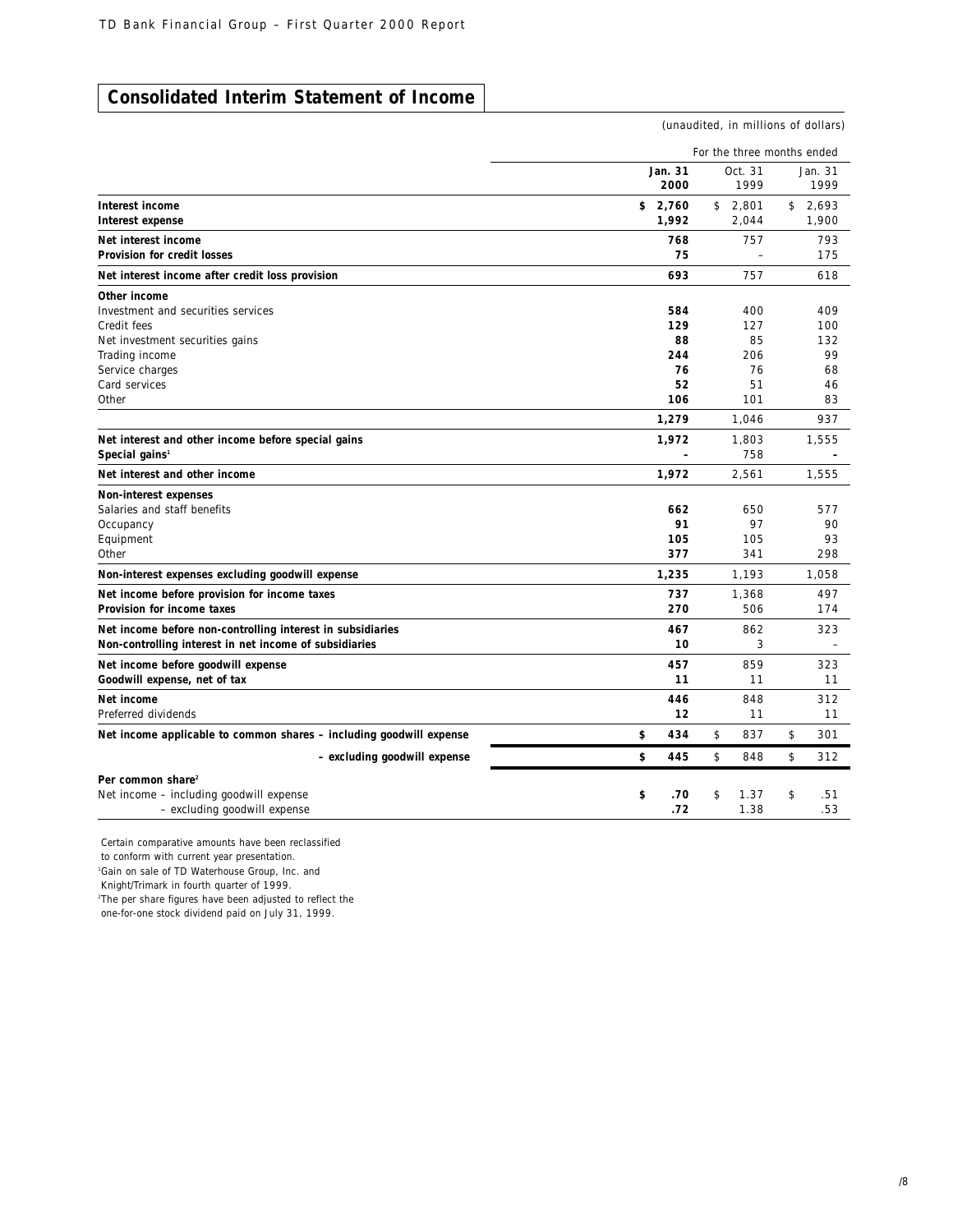## Consolidated Interim Statement of Income

(unaudited, in millions of dollars)

| | For the three months ended | | |
|---|---|---|---|
| | **Jan. 31 2000** | Oct. 31 1999 | Jan. 31 1999 |
| **Interest income** | **$ 2,760** | $ 2,801 | $ 2,693 |
| **Interest expense** | **1,992** | 2,044 | 1,900 |
| **Net interest income** | **768** | 757 | 793 |
| **Provision for credit losses** | **75** | – | 175 |
| **Net interest income after credit loss provision** | **693** | 757 | 618 |
| **Other income** | | | |
| Investment and securities services | **584** | 400 | 409 |
| Credit fees | **129** | 127 | 100 |
| Net investment securities gains | **88** | 85 | 132 |
| Trading income | **244** | 206 | 99 |
| Service charges | **76** | 76 | 68 |
| Card services | **52** | 51 | 46 |
| Other | **106** | 101 | 83 |
| | **1,279** | 1,046 | 937 |
| **Net interest and other income before special gains** | **1,972** | 1,803 | 1,555 |
| **Special gains[1]** | **–** | 758 | **–** |
| **Net interest and other income** | **1,972** | 2,561 | 1,555 |
| **Non-interest expenses** | | | |
| Salaries and staff benefits | **662** | 650 | 577 |
| Occupancy | **91** | 97 | 90 |
| Equipment | **105** | 105 | 93 |
| Other | **377** | 341 | 298 |
| **Non-interest expenses excluding goodwill expense** | **1,235** | 1,193 | 1,058 |
| **Net income before provision for income taxes** | **737** | 1,368 | 497 |
| **Provision for income taxes** | **270** | 506 | 174 |
| **Net income before non-controlling interest in subsidiaries** | **467** | 862 | 323 |
| **Non-controlling interest in net income of subsidiaries** | **10** | 3 | – |
| **Net income before goodwill expense** | **457** | 859 | 323 |
| **Goodwill expense, net of tax** | **11** | 11 | 11 |
| **Net income** | **446** | 848 | 312 |
| Preferred dividends | **12** | 11 | 11 |
| **Net income applicable to common shares – including goodwill expense** | **$ 434** | $ 837 | $ 301 |
| **– excluding goodwill expense** | **$ 445** | $ 848 | $ 312 |
| **Per common share[2]** | | | |
| Net income – including goodwill expense | **$ .70** | $ 1.37 | $ .51 |
| – excluding goodwill expense | **.72** | 1.38 | .53 |

Certain comparative amounts have been reclassified to conform with current year presentation.

[1]Gain on sale of TD Waterhouse Group, Inc. and Knight/Trimark in fourth quarter of 1999.

[2]The per share figures have been adjusted to reflect the one-for-one stock dividend paid on July 31, 1999.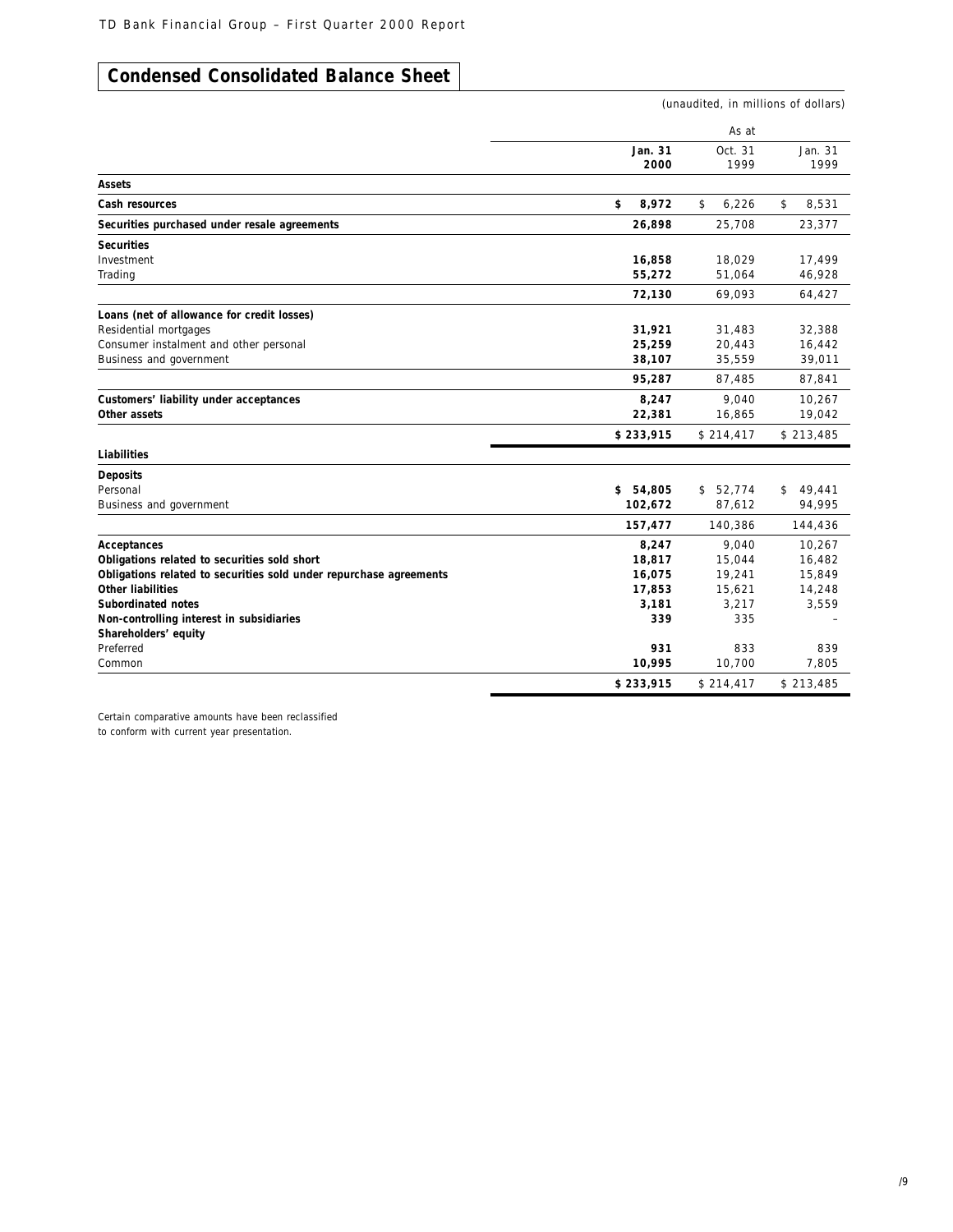## Condensed Consolidated Balance Sheet

(unaudited, in millions of dollars)

| | As at | | |
|---|---|---|---|
| | **Jan. 31 2000** | Oct. 31 1999 | Jan. 31 1999 |
| **Assets** | | | |
| **Cash resources** | **$ 8,972** | $ 6,226 | $ 8,531 |
| **Securities purchased under resale agreements** | **26,898** | 25,708 | 23,377 |
| **Securities** | | | |
| Investment | **16,858** | 18,029 | 17,499 |
| Trading | **55,272** | 51,064 | 46,928 |
| | **72,130** | 69,093 | 64,427 |
| **Loans (net of allowance for credit losses)** | | | |
| Residential mortgages | **31,921** | 31,483 | 32,388 |
| Consumer instalment and other personal | **25,259** | 20,443 | 16,442 |
| Business and government | **38,107** | 35,559 | 39,011 |
| | **95,287** | 87,485 | 87,841 |
| **Customers' liability under acceptances** | **8,247** | 9,040 | 10,267 |
| **Other assets** | **22,381** | 16,865 | 19,042 |
| | **$ 233,915** | $ 214,417 | $ 213,485 |
| **Liabilities** | | | |
| **Deposits** | | | |
| Personal | **$ 54,805** | $ 52,774 | $ 49,441 |
| Business and government | **102,672** | 87,612 | 94,995 |
| | **157,477** | 140,386 | 144,436 |
| **Acceptances** | **8,247** | 9,040 | 10,267 |
| **Obligations related to securities sold short** | **18,817** | 15,044 | 16,482 |
| **Obligations related to securities sold under repurchase agreements** | **16,075** | 19,241 | 15,849 |
| **Other liabilities** | **17,853** | 15,621 | 14,248 |
| **Subordinated notes** | **3,181** | 3,217 | 3,559 |
| **Non-controlling interest in subsidiaries** | **339** | 335 | – |
| **Shareholders' equity** | | | |
| Preferred | **931** | 833 | 839 |
| Common | **10,995** | 10,700 | 7,805 |
| | **$ 233,915** | $ 214,417 | $ 213,485 |

Certain comparative amounts have been reclassified to conform with current year presentation.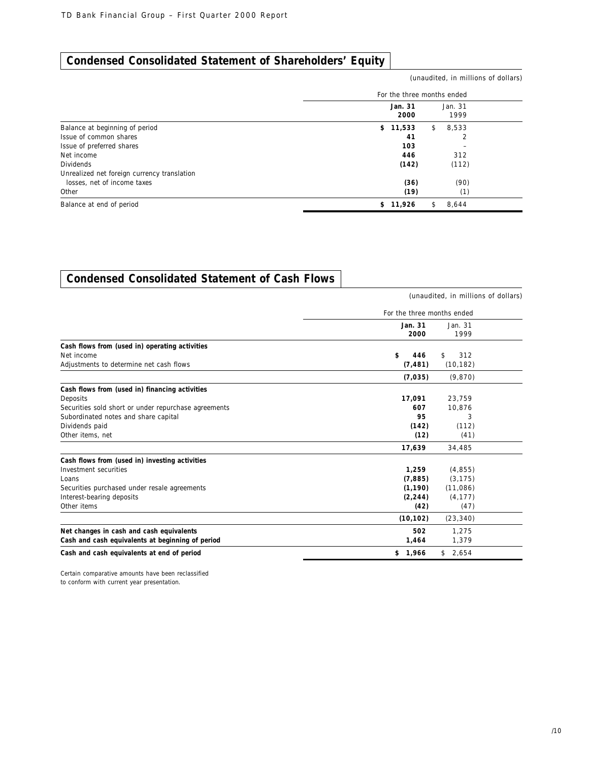## Condensed Consolidated Statement of Shareholders' Equity

*(unaudited, in millions of dollars)*

| | For the three months ended | |
|---|---|---|
| | **Jan. 31 2000** | Jan. 31 1999 |
| Balance at beginning of period | **$ 11,533** | $ 8,533 |
| Issue of common shares | **41** | 2 |
| Issue of preferred shares | **103** | – |
| Net income | **446** | 312 |
| Dividends | **(142)** | (112) |
| Unrealized net foreign currency translation losses, net of income taxes | **(36)** | (90) |
| Other | **(19)** | (1) |
| Balance at end of period | **$ 11,926** | $ 8,644 |

## Condensed Consolidated Statement of Cash Flows

*(unaudited, in millions of dollars)*

| | For the three months ended | |
|---|---|---|
| | **Jan. 31 2000** | Jan. 31 1999 |
| **Cash flows from (used in) operating activities** | | |
| Net income | **$ 446** | $ 312 |
| Adjustments to determine net cash flows | **(7,481)** | (10,182) |
| | **(7,035)** | (9,870) |
| **Cash flows from (used in) financing activities** | | |
| Deposits | **17,091** | 23,759 |
| Securities sold short or under repurchase agreements | **607** | 10,876 |
| Subordinated notes and share capital | **95** | 3 |
| Dividends paid | **(142)** | (112) |
| Other items, net | **(12)** | (41) |
| | **17,639** | 34,485 |
| **Cash flows from (used in) investing activities** | | |
| Investment securities | **1,259** | (4,855) |
| Loans | **(7,885)** | (3,175) |
| Securities purchased under resale agreements | **(1,190)** | (11,086) |
| Interest-bearing deposits | **(2,244)** | (4,177) |
| Other items | **(42)** | (47) |
| | **(10,102)** | (23,340) |
| **Net changes in cash and cash equivalents** | **502** | 1,275 |
| **Cash and cash equivalents at beginning of period** | **1,464** | 1,379 |
| **Cash and cash equivalents at end of period** | **$ 1,966** | $ 2,654 |

Certain comparative amounts have been reclassified to conform with current year presentation.